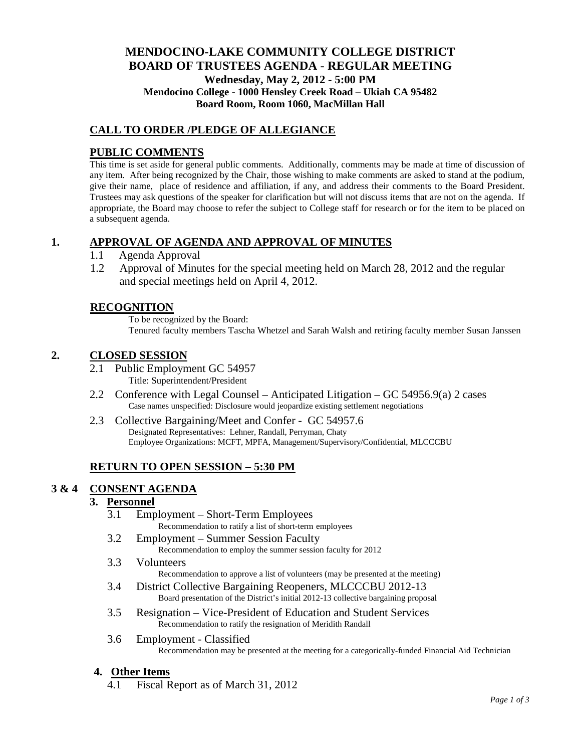# MENDOCINO-LAKE COMMUNITY COLLEGE DISTRICT
# BOARD OF TRUSTEES AGENDA - REGULAR MEETING

**Wednesday, May 2, 2012 - 5:00 PM**
**Mendocino College - 1000 Hensley Creek Road – Ukiah CA 95482**
**Board Room, Room 1060, MacMillan Hall**

## CALL TO ORDER /PLEDGE OF ALLEGIANCE

## PUBLIC COMMENTS

This time is set aside for general public comments. Additionally, comments may be made at time of discussion of any item. After being recognized by the Chair, those wishing to make comments are asked to stand at the podium, give their name, place of residence and affiliation, if any, and address their comments to the Board President. Trustees may ask questions of the speaker for clarification but will not discuss items that are not on the agenda. If appropriate, the Board may choose to refer the subject to College staff for research or for the item to be placed on a subsequent agenda.

## 1. APPROVAL OF AGENDA AND APPROVAL OF MINUTES

1.1 Agenda Approval

1.2 Approval of Minutes for the special meeting held on March 28, 2012 and the regular and special meetings held on April 4, 2012.

## RECOGNITION

To be recognized by the Board:
Tenured faculty members Tascha Whetzel and Sarah Walsh and retiring faculty member Susan Janssen

## 2. CLOSED SESSION

2.1 Public Employment GC 54957
Title: Superintendent/President

2.2 Conference with Legal Counsel – Anticipated Litigation – GC 54956.9(a) 2 cases
Case names unspecified: Disclosure would jeopardize existing settlement negotiations

2.3 Collective Bargaining/Meet and Confer - GC 54957.6
Designated Representatives: Lehner, Randall, Perryman, Chaty
Employee Organizations: MCFT, MPFA, Management/Supervisory/Confidential, MLCCCBU

## RETURN TO OPEN SESSION – 5:30 PM

## 3 & 4 CONSENT AGENDA

### 3. Personnel

3.1 Employment – Short-Term Employees
Recommendation to ratify a list of short-term employees

3.2 Employment – Summer Session Faculty
Recommendation to employ the summer session faculty for 2012

3.3 Volunteers
Recommendation to approve a list of volunteers (may be presented at the meeting)

3.4 District Collective Bargaining Reopeners, MLCCCBU 2012-13
Board presentation of the District's initial 2012-13 collective bargaining proposal

3.5 Resignation – Vice-President of Education and Student Services
Recommendation to ratify the resignation of Meridith Randall

3.6 Employment - Classified
Recommendation may be presented at the meeting for a categorically-funded Financial Aid Technician

### 4. Other Items

4.1 Fiscal Report as of March 31, 2012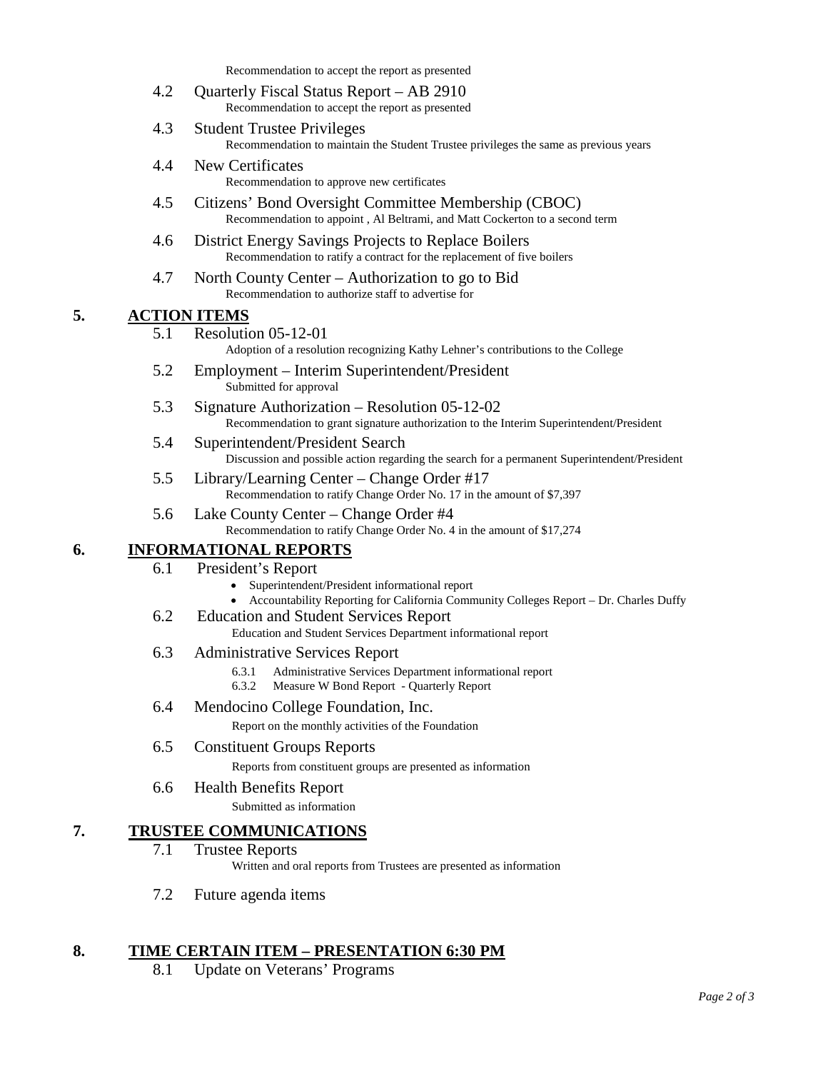Recommendation to accept the report as presented

4.2 Quarterly Fiscal Status Report – AB 2910
Recommendation to accept the report as presented

4.3 Student Trustee Privileges
Recommendation to maintain the Student Trustee privileges the same as previous years

4.4 New Certificates
Recommendation to approve new certificates

4.5 Citizens' Bond Oversight Committee Membership (CBOC)
Recommendation to appoint , Al Beltrami, and Matt Cockerton to a second term

4.6 District Energy Savings Projects to Replace Boilers
Recommendation to ratify a contract for the replacement of five boilers

4.7 North County Center – Authorization to go to Bid
Recommendation to authorize staff to advertise for

## 5. ACTION ITEMS

5.1 Resolution 05-12-01
Adoption of a resolution recognizing Kathy Lehner's contributions to the College

5.2 Employment – Interim Superintendent/President
Submitted for approval

5.3 Signature Authorization – Resolution 05-12-02
Recommendation to grant signature authorization to the Interim Superintendent/President

5.4 Superintendent/President Search
Discussion and possible action regarding the search for a permanent Superintendent/President

5.5 Library/Learning Center – Change Order #17
Recommendation to ratify Change Order No. 17 in the amount of $7,397

5.6 Lake County Center – Change Order #4
Recommendation to ratify Change Order No. 4 in the amount of $17,274

## 6. INFORMATIONAL REPORTS

6.1 President's Report
- Superintendent/President informational report
- Accountability Reporting for California Community Colleges Report – Dr. Charles Duffy

6.2 Education and Student Services Report
Education and Student Services Department informational report

6.3 Administrative Services Report
6.3.1 Administrative Services Department informational report
6.3.2 Measure W Bond Report - Quarterly Report

6.4 Mendocino College Foundation, Inc.
Report on the monthly activities of the Foundation

6.5 Constituent Groups Reports
Reports from constituent groups are presented as information

6.6 Health Benefits Report
Submitted as information

## 7. TRUSTEE COMMUNICATIONS

7.1 Trustee Reports
Written and oral reports from Trustees are presented as information

7.2 Future agenda items

## 8. TIME CERTAIN ITEM – PRESENTATION 6:30 PM

8.1 Update on Veterans' Programs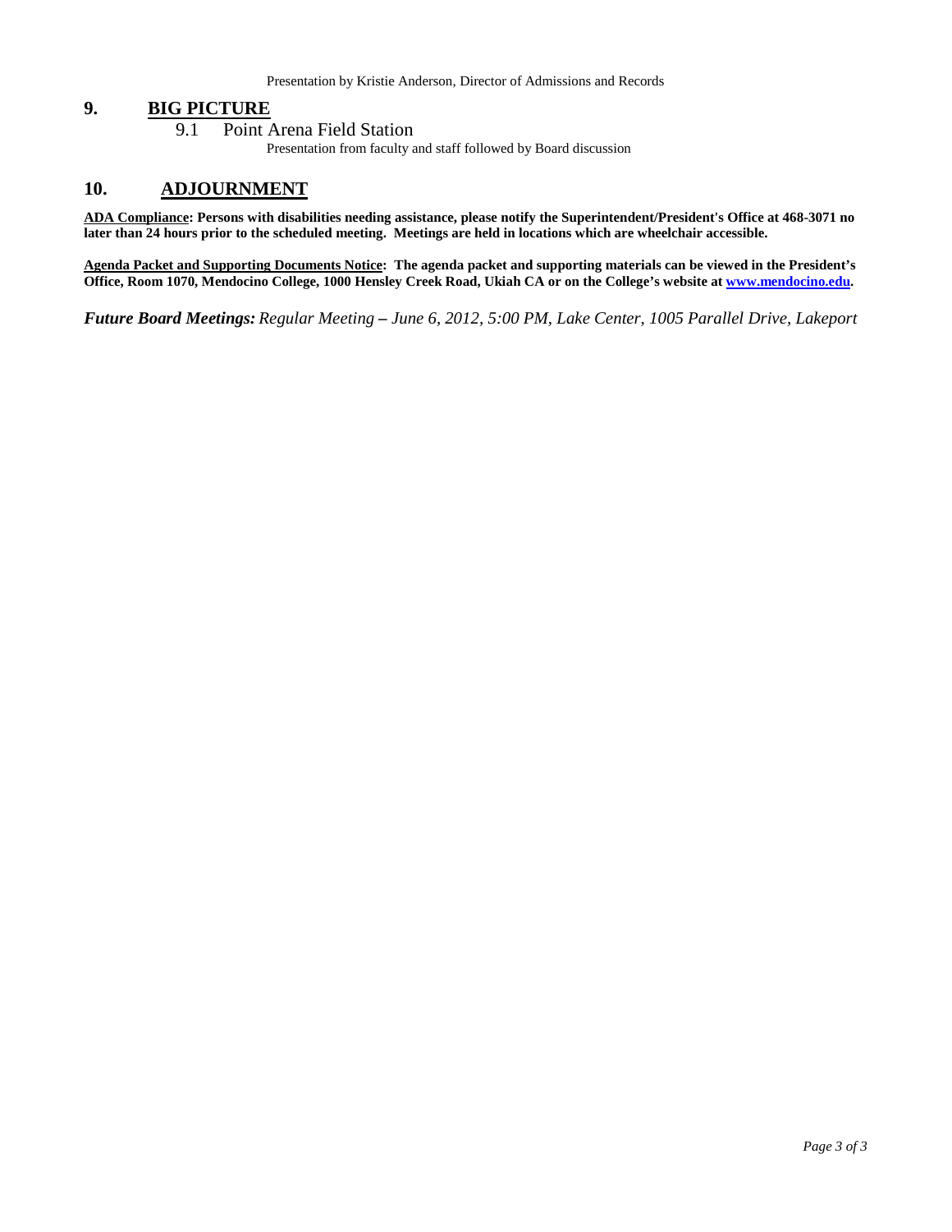Presentation by Kristie Anderson, Director of Admissions and Records

## 9. BIG PICTURE

9.1 Point Arena Field Station

Presentation from faculty and staff followed by Board discussion

## 10. ADJOURNMENT

**ADA Compliance: Persons with disabilities needing assistance, please notify the Superintendent/President's Office at 468-3071 no later than 24 hours prior to the scheduled meeting. Meetings are held in locations which are wheelchair accessible.**

**Agenda Packet and Supporting Documents Notice: The agenda packet and supporting materials can be viewed in the President's Office, Room 1070, Mendocino College, 1000 Hensley Creek Road, Ukiah CA or on the College's website at www.mendocino.edu.**

***Future Board Meetings:*** *Regular Meeting – June 6, 2012, 5:00 PM, Lake Center, 1005 Parallel Drive, Lakeport*